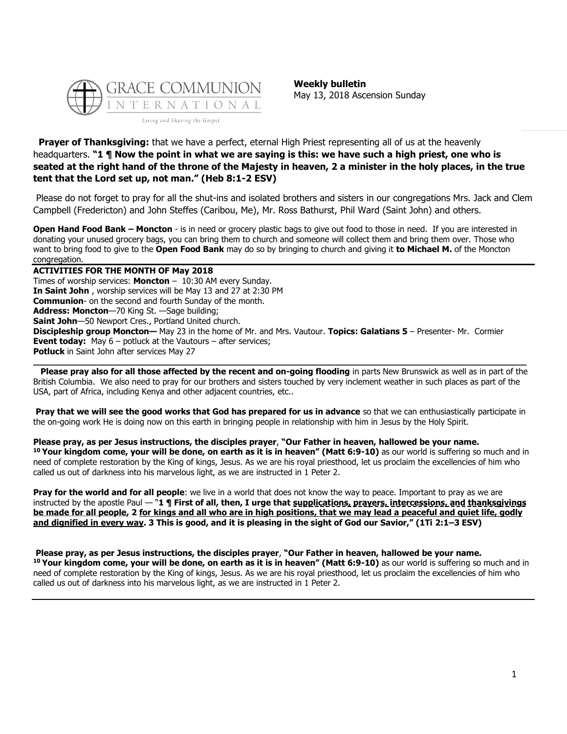GRACE COMMUNION INTERNATIONAL

*Living and Sharing the Gospel*

**Weekly bulletin**
May 13, 2018 Ascension Sunday

**Prayer of Thanksgiving:** that we have a perfect, eternal High Priest representing all of us at the heavenly headquarters. **"1 ¶ Now the point in what we are saying is this: we have such a high priest, one who is seated at the right hand of the throne of the Majesty in heaven, 2 a minister in the holy places, in the true tent that the Lord set up, not man." (Heb 8:1-2 ESV)**

Please do not forget to pray for all the shut-ins and isolated brothers and sisters in our congregations Mrs. Jack and Clem Campbell (Fredericton) and John Steffes (Caribou, Me), Mr. Ross Bathurst, Phil Ward (Saint John) and others.

**Open Hand Food Bank – Moncton** - is in need or grocery plastic bags to give out food to those in need. If you are interested in donating your unused grocery bags, you can bring them to church and someone will collect them and bring them over. Those who want to bring food to give to the **Open Food Bank** may do so by bringing to church and giving it **to Michael M.** of the Moncton congregation.

---

**ACTIVITIES FOR THE MONTH OF May 2018**

Times of worship services: **Moncton** – 10:30 AM every Sunday.
**In Saint John** , worship services will be May 13 and 27 at 2:30 PM
**Communion**- on the second and fourth Sunday of the month.
**Address: Moncton**—70 King St. —Sage building;
**Saint John**—50 Newport Cres., Portland United church.
**Discipleship group Moncton—** May 23 in the home of Mr. and Mrs. Vautour. **Topics: Galatians 5** – Presenter- Mr. Cormier
**Event today:** May 6 – potluck at the Vautours – after services;
**Potluck** in Saint John after services May 27

---

**Please pray also for all those affected by the recent and on-going flooding** in parts New Brunswick as well as in part of the British Columbia. We also need to pray for our brothers and sisters touched by very inclement weather in such places as part of the USA, part of Africa, including Kenya and other adjacent countries, etc..

**Pray that we will see the good works that God has prepared for us in advance** so that we can enthusiastically participate in the on-going work He is doing now on this earth in bringing people in relationship with him in Jesus by the Holy Spirit.

**Please pray, as per Jesus instructions, the disciples prayer**, **"Our Father in heaven, hallowed be your name. 10 Your kingdom come, your will be done, on earth as it is in heaven" (Matt 6:9-10)** as our world is suffering so much and in need of complete restoration by the King of kings, Jesus. As we are his royal priesthood, let us proclaim the excellencies of him who called us out of darkness into his marvelous light, as we are instructed in 1 Peter 2.

**Pray for the world and for all people**: we live in a world that does not know the way to peace. Important to pray as we are instructed by the apostle Paul — "**1 ¶ First of all, then, I urge that supplications, prayers, intercessions, and thanksgivings be made for all people, 2 for kings and all who are in high positions, that we may lead a peaceful and quiet life, godly and dignified in every way. 3 This is good, and it is pleasing in the sight of God our Savior," (1Ti 2:1–3 ESV)**

**Please pray, as per Jesus instructions, the disciples prayer**, **"Our Father in heaven, hallowed be your name. 10 Your kingdom come, your will be done, on earth as it is in heaven" (Matt 6:9-10)** as our world is suffering so much and in need of complete restoration by the King of kings, Jesus. As we are his royal priesthood, let us proclaim the excellencies of him who called us out of darkness into his marvelous light, as we are instructed in 1 Peter 2.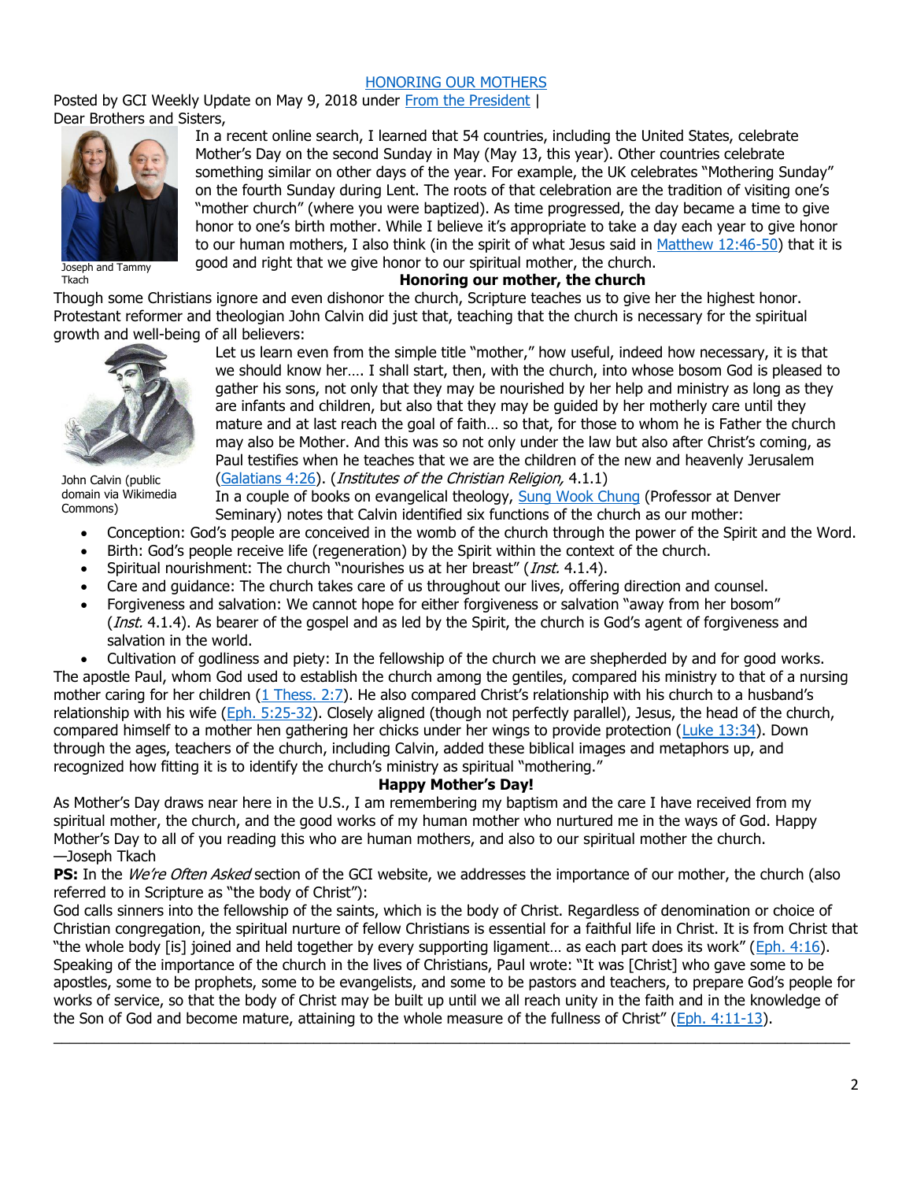## HONORING OUR MOTHERS

Posted by GCI Weekly Update on May 9, 2018 under From the President |

Dear Brothers and Sisters,

Joseph and Tammy Tkach

In a recent online search, I learned that 54 countries, including the United States, celebrate Mother's Day on the second Sunday in May (May 13, this year). Other countries celebrate something similar on other days of the year. For example, the UK celebrates "Mothering Sunday" on the fourth Sunday during Lent. The roots of that celebration are the tradition of visiting one's "mother church" (where you were baptized). As time progressed, the day became a time to give honor to one's birth mother. While I believe it's appropriate to take a day each year to give honor to our human mothers, I also think (in the spirit of what Jesus said in Matthew 12:46-50) that it is good and right that we give honor to our spiritual mother, the church.

### Honoring our mother, the church

Though some Christians ignore and even dishonor the church, Scripture teaches us to give her the highest honor. Protestant reformer and theologian John Calvin did just that, teaching that the church is necessary for the spiritual growth and well-being of all believers:

John Calvin (public domain via Wikimedia Commons)

> Let us learn even from the simple title "mother," how useful, indeed how necessary, it is that we should know her…. I shall start, then, with the church, into whose bosom God is pleased to gather his sons, not only that they may be nourished by her help and ministry as long as they are infants and children, but also that they may be guided by her motherly care until they mature and at last reach the goal of faith… so that, for those to whom he is Father the church may also be Mother. And this was so not only under the law but also after Christ's coming, as Paul testifies when he teaches that we are the children of the new and heavenly Jerusalem (Galatians 4:26). (*Institutes of the Christian Religion,* 4.1.1)

In a couple of books on evangelical theology, Sung Wook Chung (Professor at Denver Seminary) notes that Calvin identified six functions of the church as our mother:

- Conception: God's people are conceived in the womb of the church through the power of the Spirit and the Word.
- Birth: God's people receive life (regeneration) by the Spirit within the context of the church.
- Spiritual nourishment: The church "nourishes us at her breast" (*Inst.* 4.1.4).
- Care and guidance: The church takes care of us throughout our lives, offering direction and counsel.
- Forgiveness and salvation: We cannot hope for either forgiveness or salvation "away from her bosom" (*Inst.* 4.1.4). As bearer of the gospel and as led by the Spirit, the church is God's agent of forgiveness and salvation in the world.
- Cultivation of godliness and piety: In the fellowship of the church we are shepherded by and for good works.

The apostle Paul, whom God used to establish the church among the gentiles, compared his ministry to that of a nursing mother caring for her children (1 Thess. 2:7). He also compared Christ's relationship with his church to a husband's relationship with his wife (Eph. 5:25-32). Closely aligned (though not perfectly parallel), Jesus, the head of the church, compared himself to a mother hen gathering her chicks under her wings to provide protection (Luke 13:34). Down through the ages, teachers of the church, including Calvin, added these biblical images and metaphors up, and recognized how fitting it is to identify the church's ministry as spiritual "mothering."

### Happy Mother's Day!

As Mother's Day draws near here in the U.S., I am remembering my baptism and the care I have received from my spiritual mother, the church, and the good works of my human mother who nurtured me in the ways of God. Happy Mother's Day to all of you reading this who are human mothers, and also to our spiritual mother the church.

—Joseph Tkach

**PS:** In the *We're Often Asked* section of the GCI website, we addresses the importance of our mother, the church (also referred to in Scripture as "the body of Christ"):

God calls sinners into the fellowship of the saints, which is the body of Christ. Regardless of denomination or choice of Christian congregation, the spiritual nurture of fellow Christians is essential for a faithful life in Christ. It is from Christ that "the whole body [is] joined and held together by every supporting ligament… as each part does its work" (Eph. 4:16). Speaking of the importance of the church in the lives of Christians, Paul wrote: "It was [Christ] who gave some to be apostles, some to be prophets, some to be evangelists, and some to be pastors and teachers, to prepare God's people for works of service, so that the body of Christ may be built up until we all reach unity in the faith and in the knowledge of the Son of God and become mature, attaining to the whole measure of the fullness of Christ" (Eph. 4:11-13).

---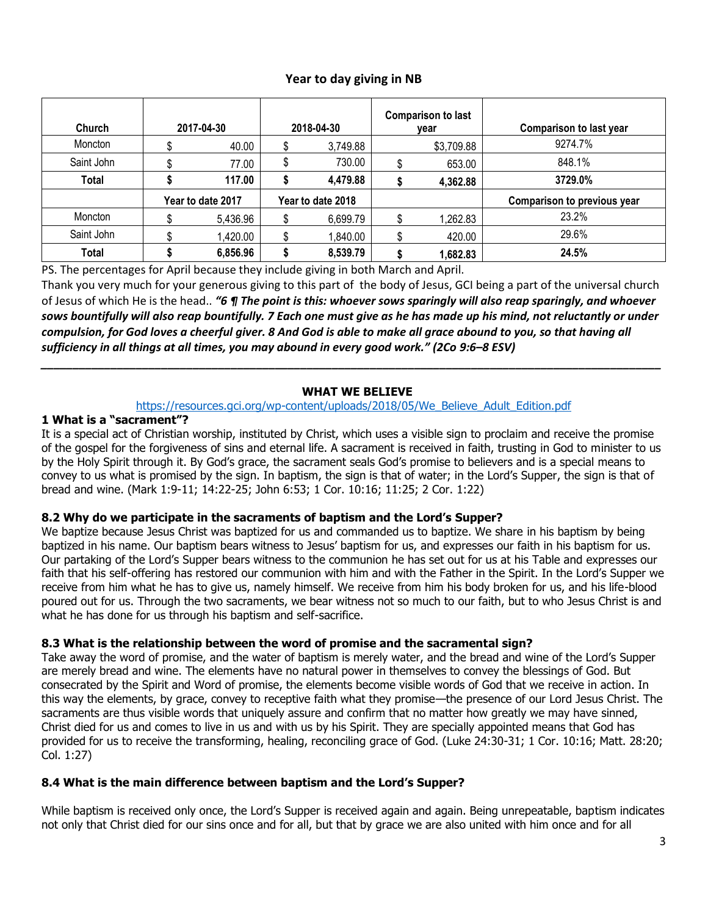## Year to day giving in NB

| Church | 2017-04-30 | 2018-04-30 | Comparison to last year | Comparison to last year |
|---|---|---|---|---|
| Moncton | $ 40.00 | $ 3,749.88 | $3,709.88 | 9274.7% |
| Saint John | $ 77.00 | $ 730.00 | $ 653.00 | 848.1% |
| **Total** | **$ 117.00** | **$ 4,479.88** | **$ 4,362.88** | **3729.0%** |
| | Year to date 2017 | Year to date 2018 | | Comparison to previous year |
| Moncton | $ 5,436.96 | $ 6,699.79 | $ 1,262.83 | 23.2% |
| Saint John | $ 1,420.00 | $ 1,840.00 | $ 420.00 | 29.6% |
| **Total** | **$ 6,856.96** | **$ 8,539.79** | **$ 1,682.83** | **24.5%** |

PS. The percentages for April because they include giving in both March and April.

Thank you very much for your generous giving to this part of the body of Jesus, GCI being a part of the universal church of Jesus of which He is the head.. ***"6 ¶ The point is this: whoever sows sparingly will also reap sparingly, and whoever sows bountifully will also reap bountifully. 7 Each one must give as he has made up his mind, not reluctantly or under compulsion, for God loves a cheerful giver. 8 And God is able to make all grace abound to you, so that having all sufficiency in all things at all times, you may abound in every good work." (2Co 9:6–8 ESV)***

---

## WHAT WE BELIEVE

https://resources.gci.org/wp-content/uploads/2018/05/We_Believe_Adult_Edition.pdf

### 1 What is a "sacrament"?

It is a special act of Christian worship, instituted by Christ, which uses a visible sign to proclaim and receive the promise of the gospel for the forgiveness of sins and eternal life. A sacrament is received in faith, trusting in God to minister to us by the Holy Spirit through it. By God's grace, the sacrament seals God's promise to believers and is a special means to convey to us what is promised by the sign. In baptism, the sign is that of water; in the Lord's Supper, the sign is that of bread and wine. (Mark 1:9-11; 14:22-25; John 6:53; 1 Cor. 10:16; 11:25; 2 Cor. 1:22)

### 8.2 Why do we participate in the sacraments of baptism and the Lord's Supper?

We baptize because Jesus Christ was baptized for us and commanded us to baptize. We share in his baptism by being baptized in his name. Our baptism bears witness to Jesus' baptism for us, and expresses our faith in his baptism for us. Our partaking of the Lord's Supper bears witness to the communion he has set out for us at his Table and expresses our faith that his self-offering has restored our communion with him and with the Father in the Spirit. In the Lord's Supper we receive from him what he has to give us, namely himself. We receive from him his body broken for us, and his life-blood poured out for us. Through the two sacraments, we bear witness not so much to our faith, but to who Jesus Christ is and what he has done for us through his baptism and self-sacrifice.

### 8.3 What is the relationship between the word of promise and the sacramental sign?

Take away the word of promise, and the water of baptism is merely water, and the bread and wine of the Lord's Supper are merely bread and wine. The elements have no natural power in themselves to convey the blessings of God. But consecrated by the Spirit and Word of promise, the elements become visible words of God that we receive in action. In this way the elements, by grace, convey to receptive faith what they promise—the presence of our Lord Jesus Christ. The sacraments are thus visible words that uniquely assure and confirm that no matter how greatly we may have sinned, Christ died for us and comes to live in us and with us by his Spirit. They are specially appointed means that God has provided for us to receive the transforming, healing, reconciling grace of God. (Luke 24:30-31; 1 Cor. 10:16; Matt. 28:20; Col. 1:27)

### 8.4 What is the main difference between baptism and the Lord's Supper?

While baptism is received only once, the Lord's Supper is received again and again. Being unrepeatable, baptism indicates not only that Christ died for our sins once and for all, but that by grace we are also united with him once and for all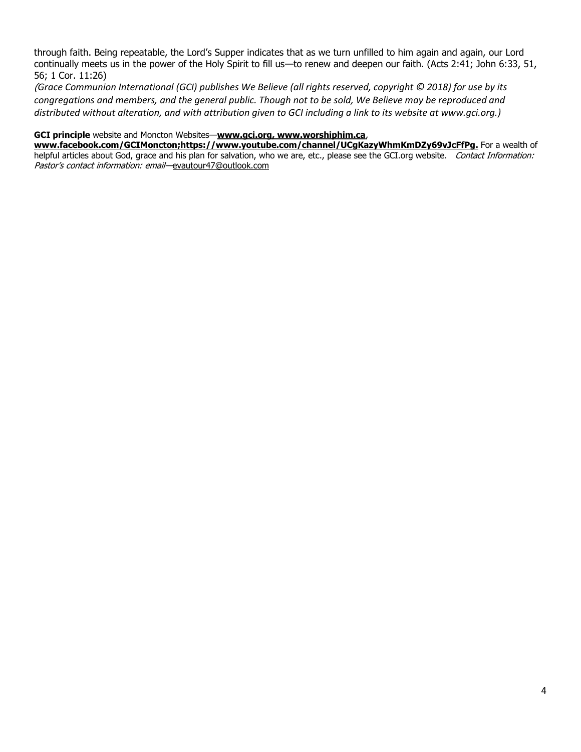through faith. Being repeatable, the Lord's Supper indicates that as we turn unfilled to him again and again, our Lord continually meets us in the power of the Holy Spirit to fill us—to renew and deepen our faith. (Acts 2:41; John 6:33, 51, 56; 1 Cor. 11:26)

*(Grace Communion International (GCI) publishes We Believe (all rights reserved, copyright © 2018) for use by its congregations and members, and the general public. Though not to be sold, We Believe may be reproduced and distributed without alteration, and with attribution given to GCI including a link to its website at www.gci.org.)*

**GCI principle** website and Moncton Websites—**www.gci.org, www.worshiphim.ca**, **www.facebook.com/GCIMoncton;https://www.youtube.com/channel/UCgKazyWhmKmDZy69vJcFfPg.** For a wealth of helpful articles about God, grace and his plan for salvation, who we are, etc., please see the GCI.org website. *Contact Information: Pastor's contact information: email*—evautour47@outlook.com